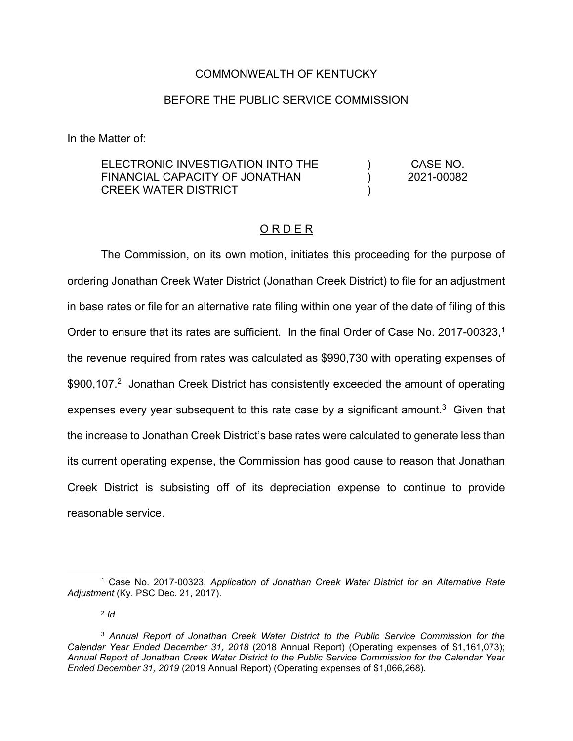COMMONWEALTH OF KENTUCKY

BEFORE THE PUBLIC SERVICE COMMISSION

In the Matter of:

| | | |
|---|---|---|
| ELECTRONIC INVESTIGATION INTO THE FINANCIAL CAPACITY OF JONATHAN CREEK WATER DISTRICT | ) ) ) | CASE NO. 2021-00082 |

## O R D E R

The Commission, on its own motion, initiates this proceeding for the purpose of ordering Jonathan Creek Water District (Jonathan Creek District) to file for an adjustment in base rates or file for an alternative rate filing within one year of the date of filing of this Order to ensure that its rates are sufficient. In the final Order of Case No. 2017-00323,[1] the revenue required from rates was calculated as $990,730 with operating expenses of $900,107.[2] Jonathan Creek District has consistently exceeded the amount of operating expenses every year subsequent to this rate case by a significant amount.[3] Given that the increase to Jonathan Creek District's base rates were calculated to generate less than its current operating expense, the Commission has good cause to reason that Jonathan Creek District is subsisting off of its depreciation expense to continue to provide reasonable service.

---

[1] Case No. 2017-00323, *Application of Jonathan Creek Water District for an Alternative Rate Adjustment* (Ky. PSC Dec. 21, 2017).

[2] *Id*.

[3] *Annual Report of Jonathan Creek Water District to the Public Service Commission for the Calendar Year Ended December 31, 2018* (2018 Annual Report) (Operating expenses of $1,161,073); *Annual Report of Jonathan Creek Water District to the Public Service Commission for the Calendar Year Ended December 31, 2019* (2019 Annual Report) (Operating expenses of $1,066,268).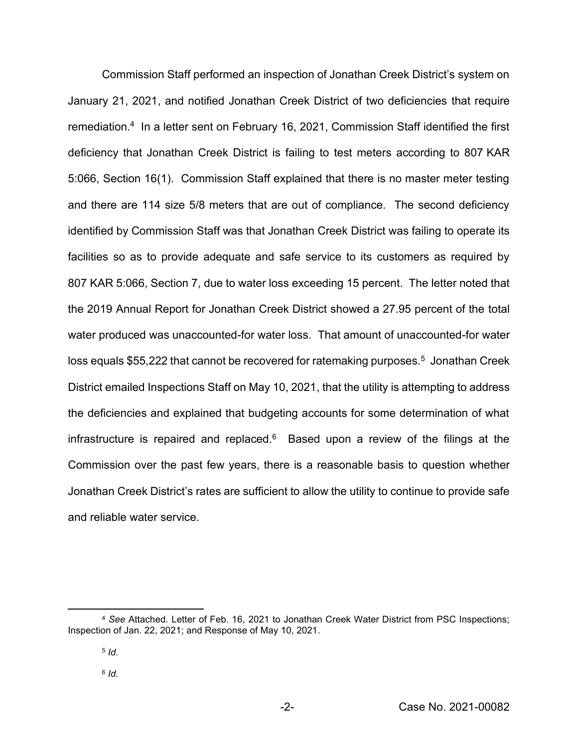Commission Staff performed an inspection of Jonathan Creek District's system on January 21, 2021, and notified Jonathan Creek District of two deficiencies that require remediation.[4] In a letter sent on February 16, 2021, Commission Staff identified the first deficiency that Jonathan Creek District is failing to test meters according to 807 KAR 5:066, Section 16(1). Commission Staff explained that there is no master meter testing and there are 114 size 5/8 meters that are out of compliance. The second deficiency identified by Commission Staff was that Jonathan Creek District was failing to operate its facilities so as to provide adequate and safe service to its customers as required by 807 KAR 5:066, Section 7, due to water loss exceeding 15 percent. The letter noted that the 2019 Annual Report for Jonathan Creek District showed a 27.95 percent of the total water produced was unaccounted-for water loss. That amount of unaccounted-for water loss equals $55,222 that cannot be recovered for ratemaking purposes.[5] Jonathan Creek District emailed Inspections Staff on May 10, 2021, that the utility is attempting to address the deficiencies and explained that budgeting accounts for some determination of what infrastructure is repaired and replaced.[6] Based upon a review of the filings at the Commission over the past few years, there is a reasonable basis to question whether Jonathan Creek District's rates are sufficient to allow the utility to continue to provide safe and reliable water service.

---

[4] *See* Attached. Letter of Feb. 16, 2021 to Jonathan Creek Water District from PSC Inspections; Inspection of Jan. 22, 2021; and Response of May 10, 2021.

[5] *Id.*

[6] *Id.*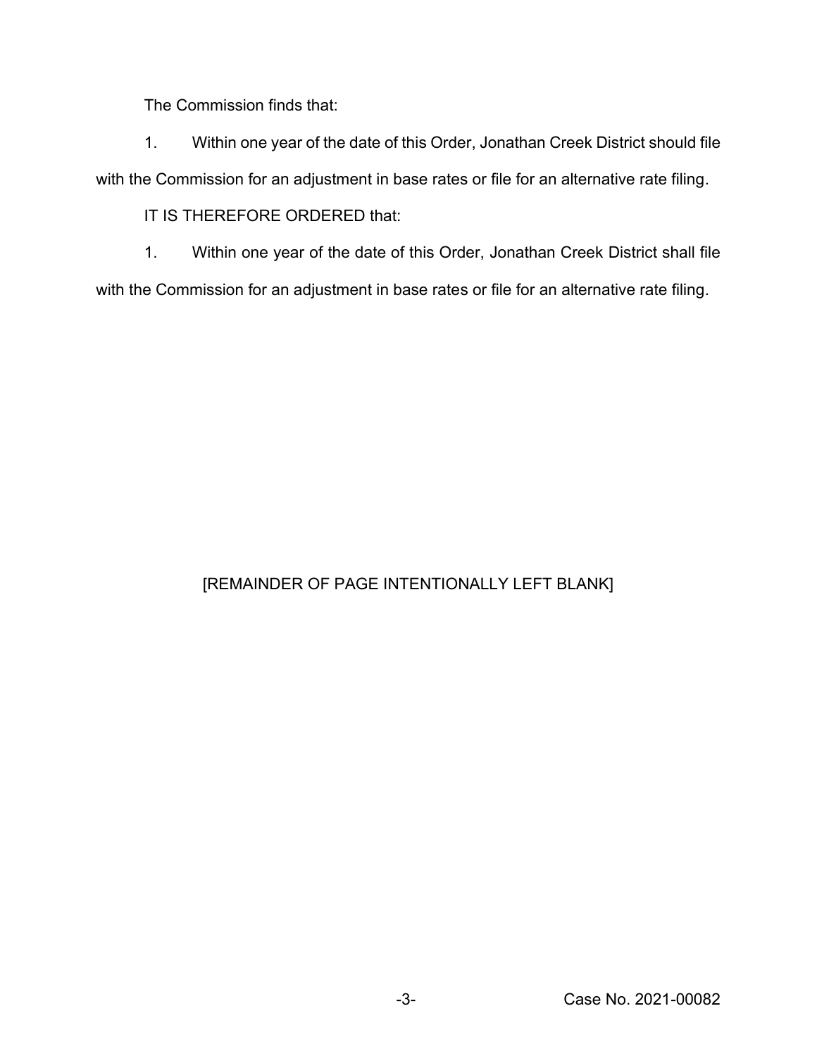The Commission finds that:

1. Within one year of the date of this Order, Jonathan Creek District should file with the Commission for an adjustment in base rates or file for an alternative rate filing.

IT IS THEREFORE ORDERED that:

1. Within one year of the date of this Order, Jonathan Creek District shall file with the Commission for an adjustment in base rates or file for an alternative rate filing.

[REMAINDER OF PAGE INTENTIONALLY LEFT BLANK]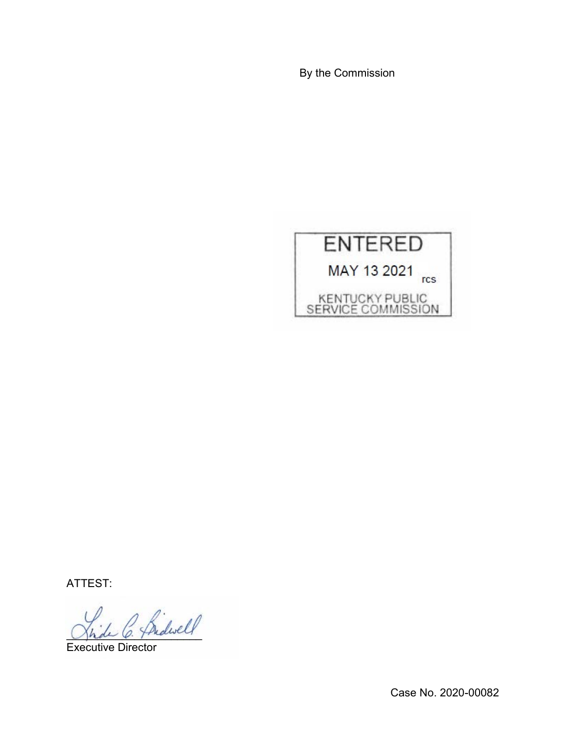By the Commission

ENTERED

MAY 13 2021 rcs

KENTUCKY PUBLIC SERVICE COMMISSION

ATTEST:

Executive Director

Case No. 2020-00082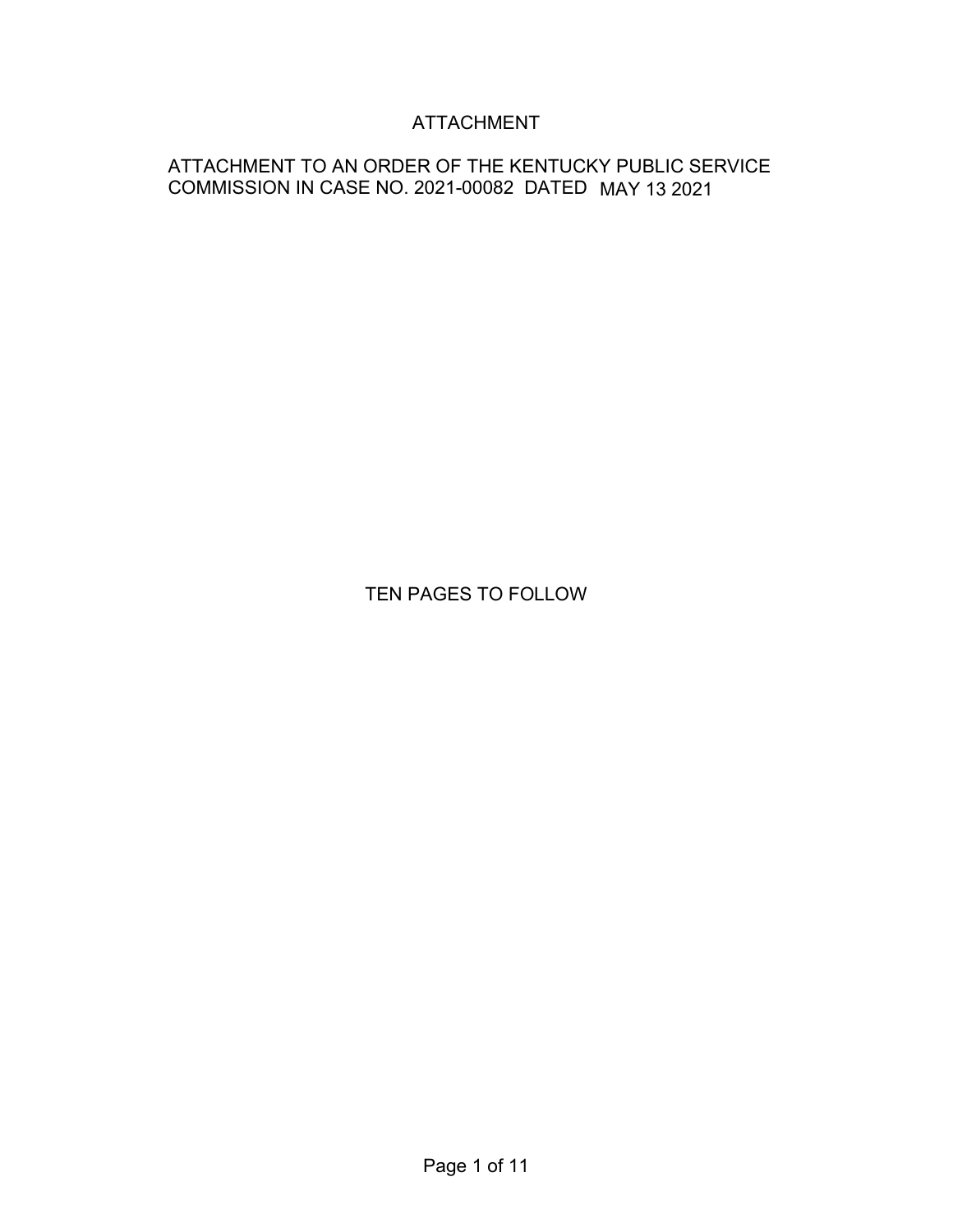# ATTACHMENT

ATTACHMENT TO AN ORDER OF THE KENTUCKY PUBLIC SERVICE COMMISSION IN CASE NO. 2021-00082 DATED MAY 13 2021

TEN PAGES TO FOLLOW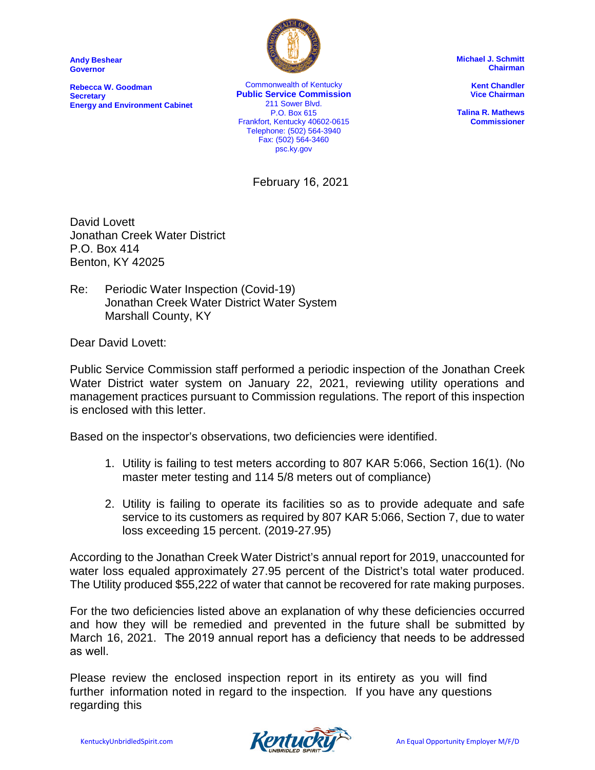**Andy Beshear**
**Governor**

**Rebecca W. Goodman**
**Secretary**
**Energy and Environment Cabinet**

Commonwealth of Kentucky
**Public Service Commission**
211 Sower Blvd.
P.O. Box 615
Frankfort, Kentucky 40602-0615
Telephone: (502) 564-3940
Fax: (502) 564-3460
psc.ky.gov

**Michael J. Schmitt**
**Chairman**

**Kent Chandler**
**Vice Chairman**

**Talina R. Mathews**
**Commissioner**

February 16, 2021

David Lovett
Jonathan Creek Water District
P.O. Box 414
Benton, KY 42025

Re: Periodic Water Inspection (Covid-19)
Jonathan Creek Water District Water System
Marshall County, KY

Dear David Lovett:

Public Service Commission staff performed a periodic inspection of the Jonathan Creek Water District water system on January 22, 2021, reviewing utility operations and management practices pursuant to Commission regulations. The report of this inspection is enclosed with this letter.

Based on the inspector's observations, two deficiencies were identified.

1. Utility is failing to test meters according to 807 KAR 5:066, Section 16(1). (No master meter testing and 114 5/8 meters out of compliance)

2. Utility is failing to operate its facilities so as to provide adequate and safe service to its customers as required by 807 KAR 5:066, Section 7, due to water loss exceeding 15 percent. (2019-27.95)

According to the Jonathan Creek Water District's annual report for 2019, unaccounted for water loss equaled approximately 27.95 percent of the District's total water produced. The Utility produced $55,222 of water that cannot be recovered for rate making purposes.

For the two deficiencies listed above an explanation of why these deficiencies occurred and how they will be remedied and prevented in the future shall be submitted by March 16, 2021. The 2019 annual report has a deficiency that needs to be addressed as well.

Please review the enclosed inspection report in its entirety as you will find further information noted in regard to the inspection. If you have any questions regarding this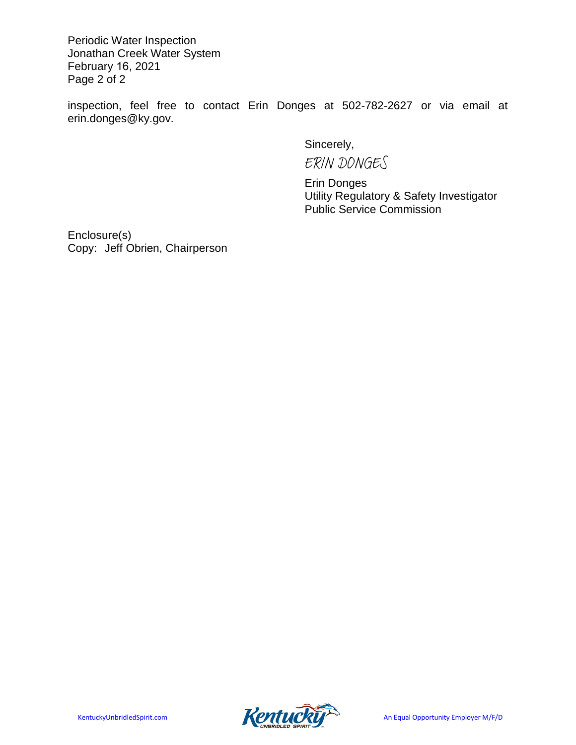inspection, feel free to contact Erin Donges at 502-782-2627 or via email at erin.donges@ky.gov.

Sincerely,

ERIN DONGES

Erin Donges
Utility Regulatory & Safety Investigator
Public Service Commission

Enclosure(s)
Copy: Jeff Obrien, Chairperson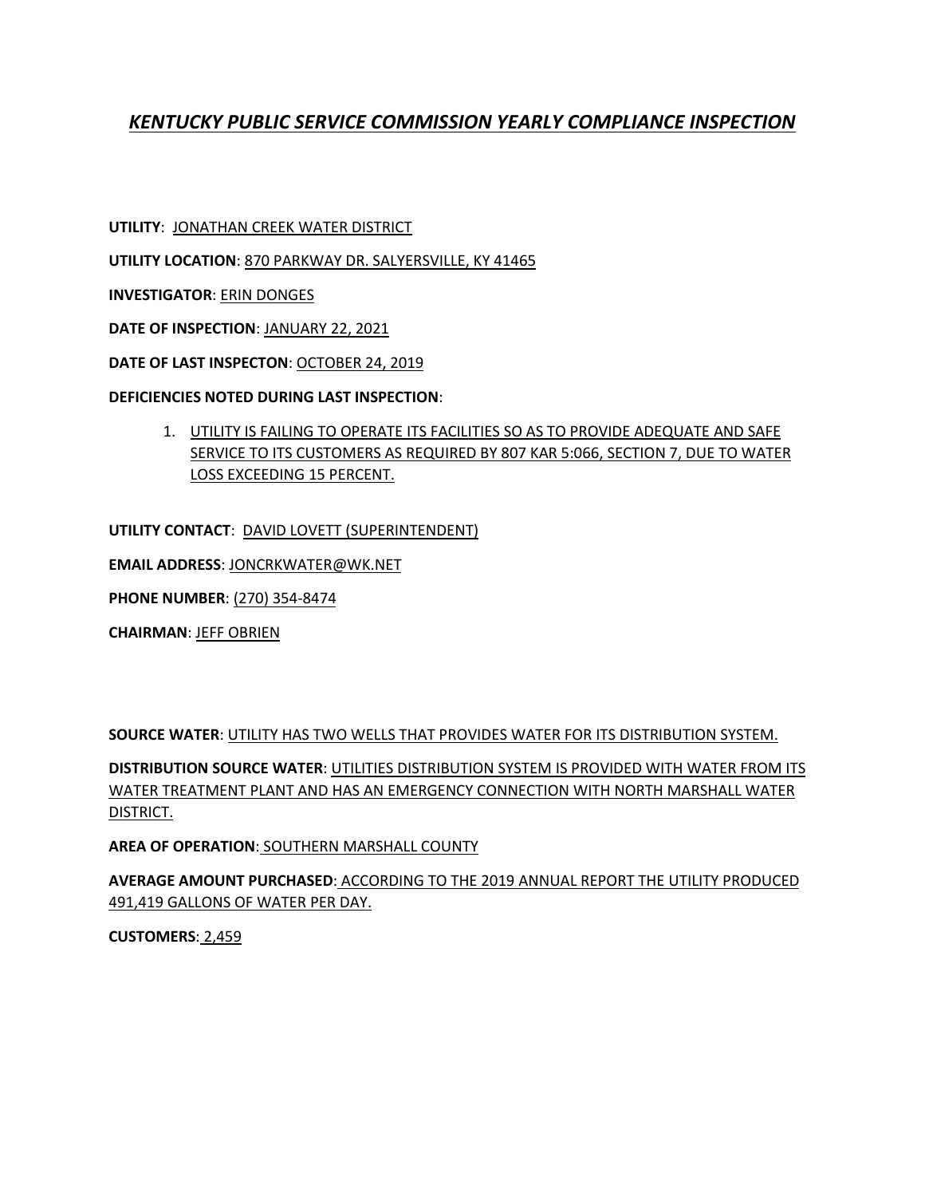# *KENTUCKY PUBLIC SERVICE COMMISSION YEARLY COMPLIANCE INSPECTION*

**UTILITY**: JONATHAN CREEK WATER DISTRICT

**UTILITY LOCATION**: 870 PARKWAY DR. SALYERSVILLE, KY 41465

**INVESTIGATOR**: ERIN DONGES

**DATE OF INSPECTION**: JANUARY 22, 2021

**DATE OF LAST INSPECTON**: OCTOBER 24, 2019

**DEFICIENCIES NOTED DURING LAST INSPECTION**:

1. UTILITY IS FAILING TO OPERATE ITS FACILITIES SO AS TO PROVIDE ADEQUATE AND SAFE SERVICE TO ITS CUSTOMERS AS REQUIRED BY 807 KAR 5:066, SECTION 7, DUE TO WATER LOSS EXCEEDING 15 PERCENT.

**UTILITY CONTACT**: DAVID LOVETT (SUPERINTENDENT)

**EMAIL ADDRESS**: JONCRKWATER@WK.NET

**PHONE NUMBER**: (270) 354-8474

**CHAIRMAN**: JEFF OBRIEN

**SOURCE WATER**: UTILITY HAS TWO WELLS THAT PROVIDES WATER FOR ITS DISTRIBUTION SYSTEM.

**DISTRIBUTION SOURCE WATER**: UTILITIES DISTRIBUTION SYSTEM IS PROVIDED WITH WATER FROM ITS WATER TREATMENT PLANT AND HAS AN EMERGENCY CONNECTION WITH NORTH MARSHALL WATER DISTRICT.

**AREA OF OPERATION**: SOUTHERN MARSHALL COUNTY

**AVERAGE AMOUNT PURCHASED**: ACCORDING TO THE 2019 ANNUAL REPORT THE UTILITY PRODUCED 491,419 GALLONS OF WATER PER DAY.

**CUSTOMERS**: 2,459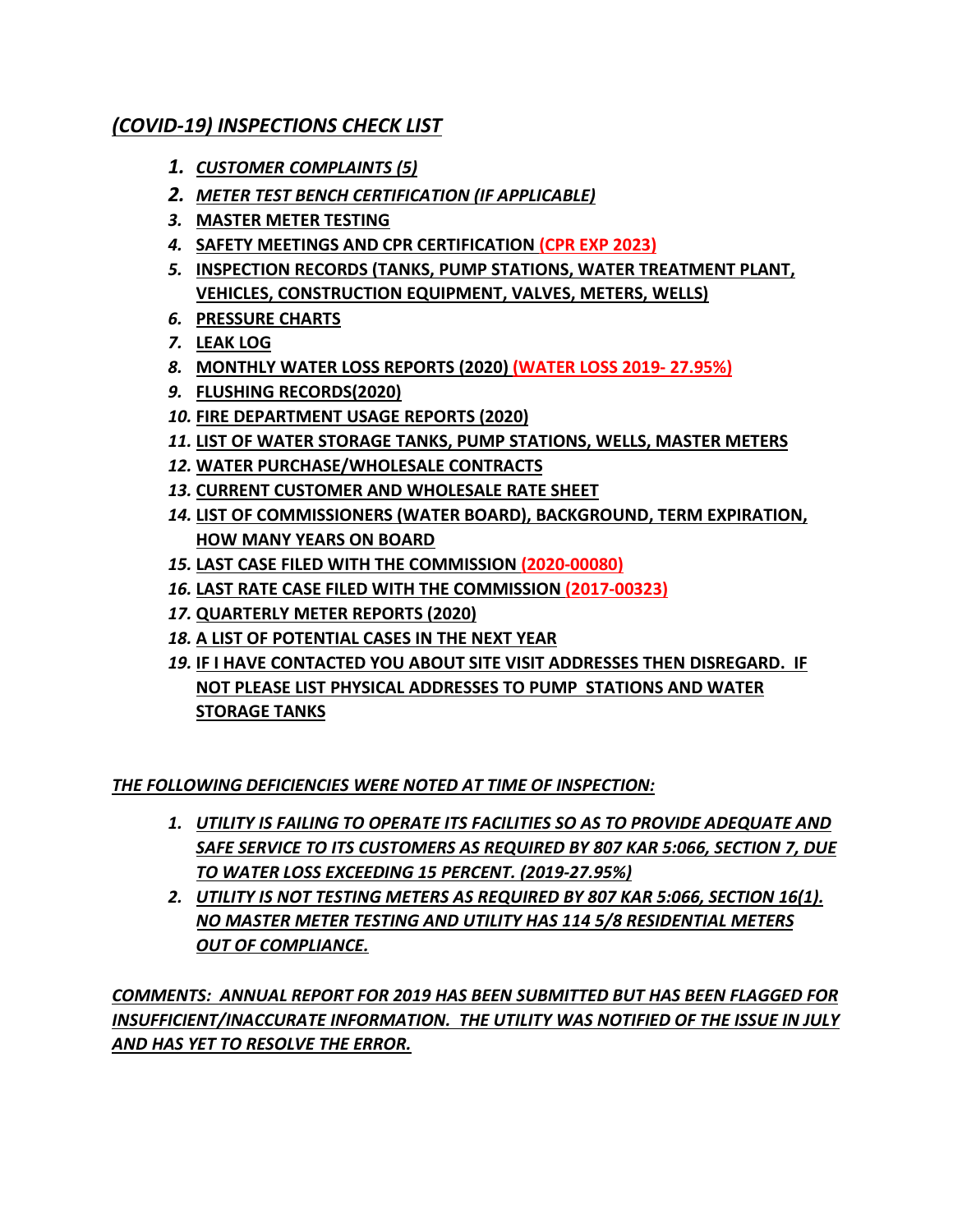## *(COVID-19) INSPECTIONS CHECK LIST*

1. ***CUSTOMER COMPLAINTS (5)***
2. ***METER TEST BENCH CERTIFICATION (IF APPLICABLE)***
3. **MASTER METER TESTING**
4. **SAFETY MEETINGS AND CPR CERTIFICATION (CPR EXP 2023)**
5. **INSPECTION RECORDS (TANKS, PUMP STATIONS, WATER TREATMENT PLANT, VEHICLES, CONSTRUCTION EQUIPMENT, VALVES, METERS, WELLS)**
6. **PRESSURE CHARTS**
7. **LEAK LOG**
8. **MONTHLY WATER LOSS REPORTS (2020) (WATER LOSS 2019- 27.95%)**
9. **FLUSHING RECORDS(2020)**
10. **FIRE DEPARTMENT USAGE REPORTS (2020)**
11. **LIST OF WATER STORAGE TANKS, PUMP STATIONS, WELLS, MASTER METERS**
12. **WATER PURCHASE/WHOLESALE CONTRACTS**
13. **CURRENT CUSTOMER AND WHOLESALE RATE SHEET**
14. **LIST OF COMMISSIONERS (WATER BOARD), BACKGROUND, TERM EXPIRATION, HOW MANY YEARS ON BOARD**
15. **LAST CASE FILED WITH THE COMMISSION (2020-00080)**
16. **LAST RATE CASE FILED WITH THE COMMISSION (2017-00323)**
17. **QUARTERLY METER REPORTS (2020)**
18. **A LIST OF POTENTIAL CASES IN THE NEXT YEAR**
19. **IF I HAVE CONTACTED YOU ABOUT SITE VISIT ADDRESSES THEN DISREGARD. IF NOT PLEASE LIST PHYSICAL ADDRESSES TO PUMP STATIONS AND WATER STORAGE TANKS**

***THE FOLLOWING DEFICIENCIES WERE NOTED AT TIME OF INSPECTION:***

1. ***UTILITY IS FAILING TO OPERATE ITS FACILITIES SO AS TO PROVIDE ADEQUATE AND SAFE SERVICE TO ITS CUSTOMERS AS REQUIRED BY 807 KAR 5:066, SECTION 7, DUE TO WATER LOSS EXCEEDING 15 PERCENT. (2019-27.95%)***
2. ***UTILITY IS NOT TESTING METERS AS REQUIRED BY 807 KAR 5:066, SECTION 16(1). NO MASTER METER TESTING AND UTILITY HAS 114 5/8 RESIDENTIAL METERS OUT OF COMPLIANCE.***

***COMMENTS: ANNUAL REPORT FOR 2019 HAS BEEN SUBMITTED BUT HAS BEEN FLAGGED FOR INSUFFICIENT/INACCURATE INFORMATION. THE UTILITY WAS NOTIFIED OF THE ISSUE IN JULY AND HAS YET TO RESOLVE THE ERROR.***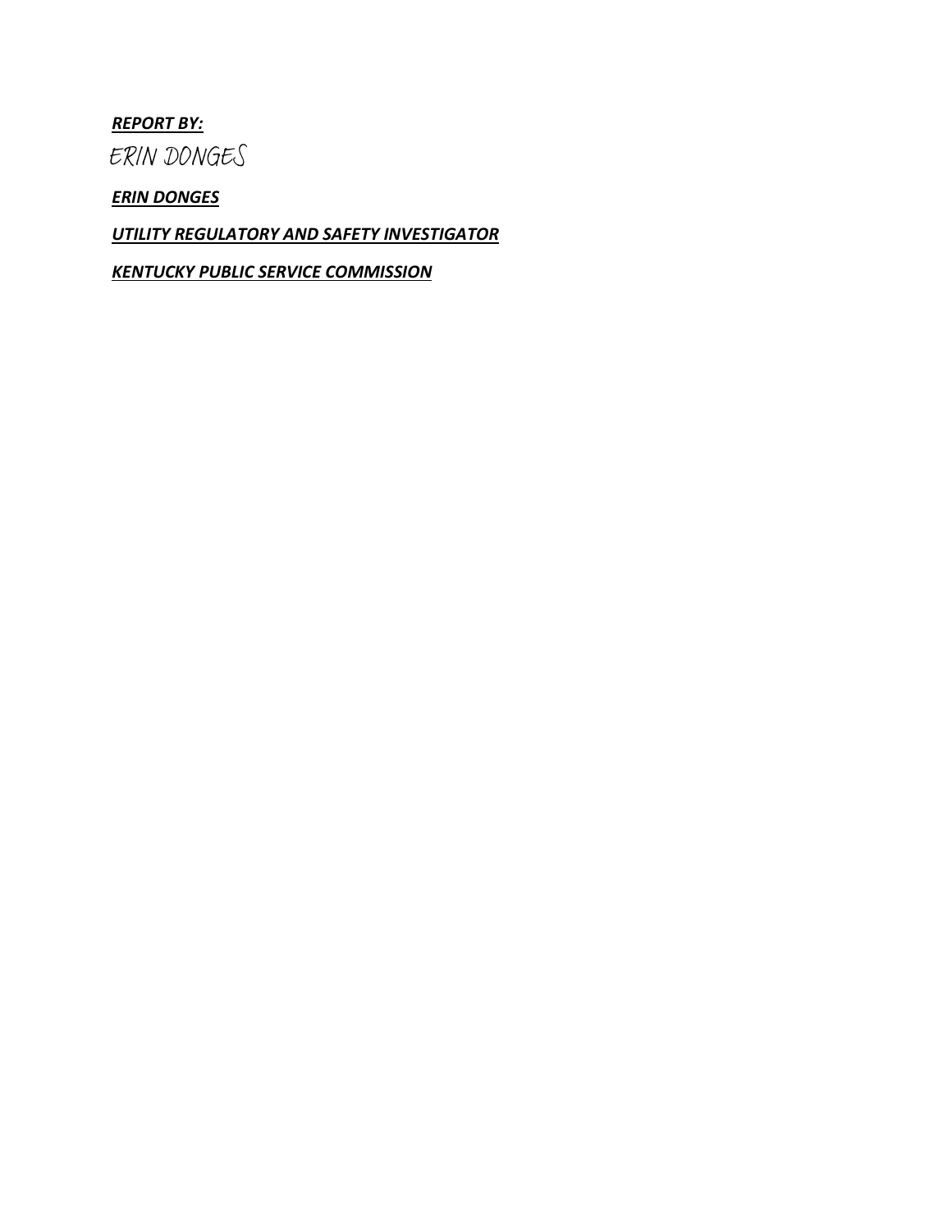***REPORT BY:***

ERIN DONGES

***ERIN DONGES***

***UTILITY REGULATORY AND SAFETY INVESTIGATOR***

***KENTUCKY PUBLIC SERVICE COMMISSION***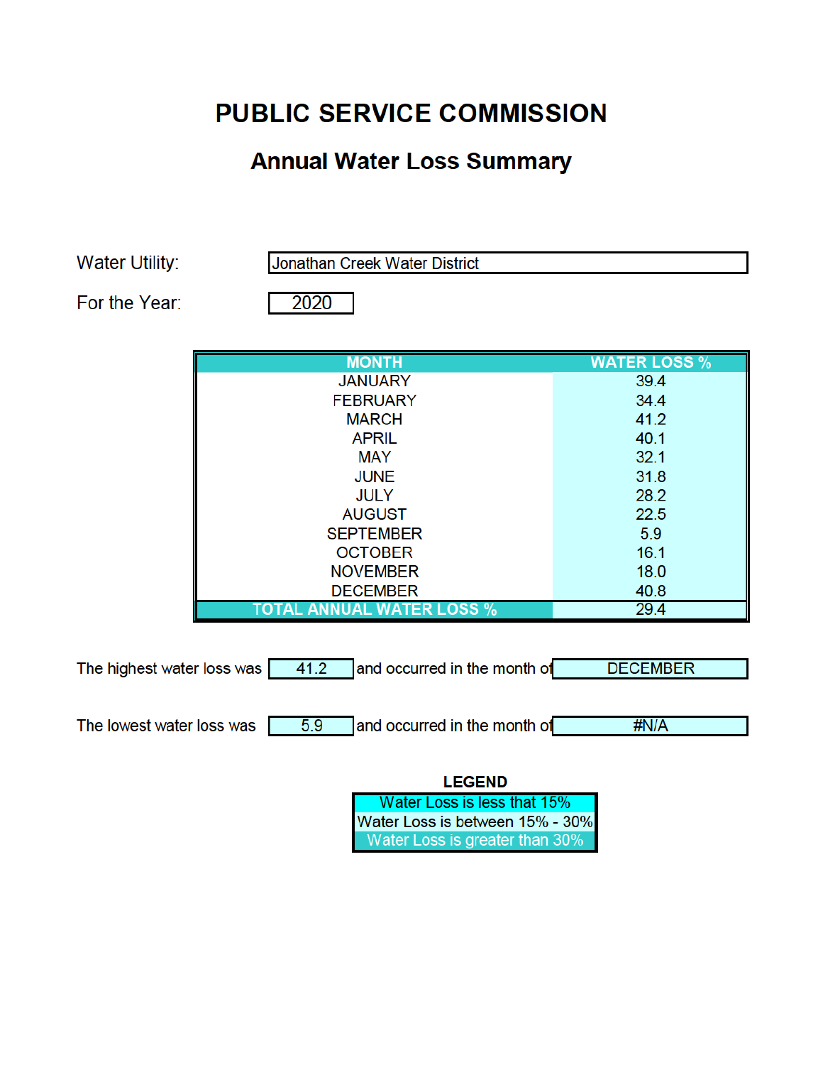# PUBLIC SERVICE COMMISSION

## Annual Water Loss Summary

Water Utility: Jonathan Creek Water District

For the Year: 2020

| MONTH | WATER LOSS % |
|---|---|
| JANUARY | 39.4 |
| FEBRUARY | 34.4 |
| MARCH | 41.2 |
| APRIL | 40.1 |
| MAY | 32.1 |
| JUNE | 31.8 |
| JULY | 28.2 |
| AUGUST | 22.5 |
| SEPTEMBER | 5.9 |
| OCTOBER | 16.1 |
| NOVEMBER | 18.0 |
| DECEMBER | 40.8 |
| TOTAL ANNUAL WATER LOSS % | 29.4 |

The highest water loss was 41.2 and occurred in the month of DECEMBER

The lowest water loss was 5.9 and occurred in the month of #N/A

**LEGEND**

| |
|---|
| Water Loss is less that 15% |
| Water Loss is between 15% - 30% |
| Water Loss is greater than 30% |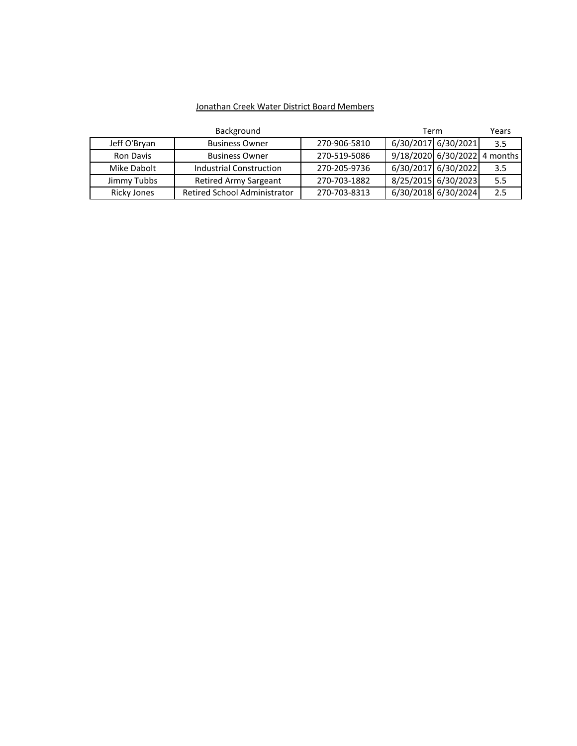Jonathan Creek Water District Board Members

| | Background | | Term | | Years |
|---|---|---|---|---|---|
| Jeff O'Bryan | Business Owner | 270-906-5810 | 6/30/2017 | 6/30/2021 | 3.5 |
| Ron Davis | Business Owner | 270-519-5086 | 9/18/2020 | 6/30/2022 | 4 months |
| Mike Dabolt | Industrial Construction | 270-205-9736 | 6/30/2017 | 6/30/2022 | 3.5 |
| Jimmy Tubbs | Retired Army Sargeant | 270-703-1882 | 8/25/2015 | 6/30/2023 | 5.5 |
| Ricky Jones | Retired School Administrator | 270-703-8313 | 6/30/2018 | 6/30/2024 | 2.5 |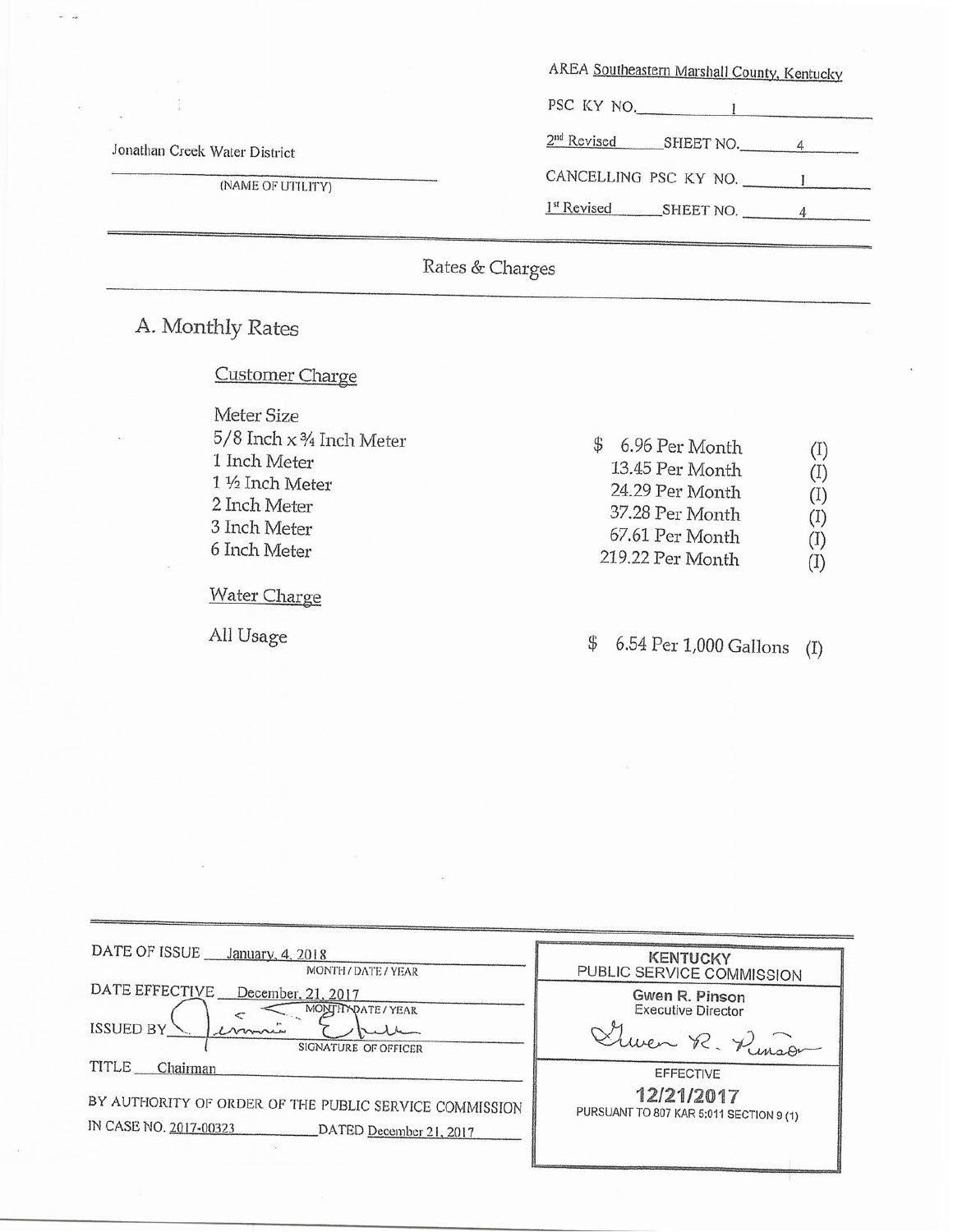Jonathan Creek Water District

(NAME OF UTILITY)

AREA Southeastern Marshall County, Kentucky

PSC KY NO. 1

2nd Revised SHEET NO. 4

CANCELLING PSC KY NO. 1

1st Revised SHEET NO. 4

## Rates & Charges

### A. Monthly Rates

**Customer Charge**

| Meter Size | | |
|---|---|---|
| 5/8 Inch x ¾ Inch Meter | $ 6.96 Per Month | (I) |
| 1 Inch Meter | 13.45 Per Month | (I) |
| 1 ½ Inch Meter | 24.29 Per Month | (I) |
| 2 Inch Meter | 37.28 Per Month | (I) |
| 3 Inch Meter | 67.61 Per Month | (I) |
| 6 Inch Meter | 219.22 Per Month | (I) |

**Water Charge**

| | | |
|---|---|---|
| All Usage | $ 6.54 Per 1,000 Gallons | (I) |

DATE OF ISSUE January 4, 2018
MONTH / DATE / YEAR

DATE EFFECTIVE December 21, 2017
MONTH / DATE / YEAR

ISSUED BY [signature]
SIGNATURE OF OFFICER

TITLE Chairman

BY AUTHORITY OF ORDER OF THE PUBLIC SERVICE COMMISSION IN CASE NO. 2017-00323 DATED December 21, 2017

KENTUCKY
PUBLIC SERVICE COMMISSION

Gwen R. Pinson
Executive Director

[signature]

EFFECTIVE

12/21/2017

PURSUANT TO 807 KAR 5:011 SECTION 9 (1)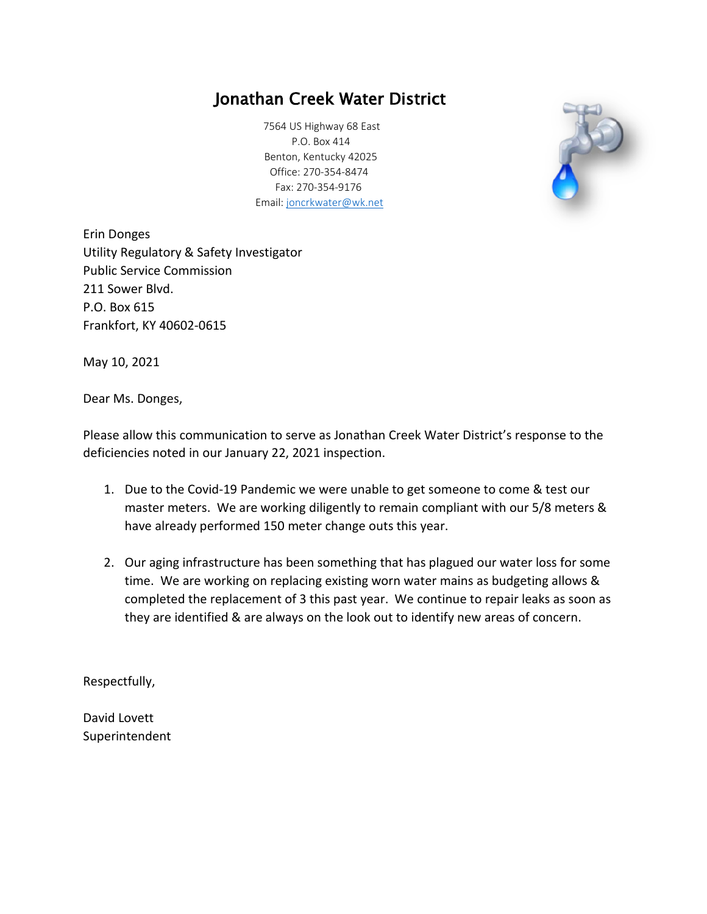# Jonathan Creek Water District

7564 US Highway 68 East
P.O. Box 414
Benton, Kentucky 42025
Office: 270-354-8474
Fax: 270-354-9176
Email: joncrkwater@wk.net

Erin Donges
Utility Regulatory & Safety Investigator
Public Service Commission
211 Sower Blvd.
P.O. Box 615
Frankfort, KY 40602-0615

May 10, 2021

Dear Ms. Donges,

Please allow this communication to serve as Jonathan Creek Water District's response to the deficiencies noted in our January 22, 2021 inspection.

1. Due to the Covid-19 Pandemic we were unable to get someone to come & test our master meters. We are working diligently to remain compliant with our 5/8 meters & have already performed 150 meter change outs this year.

2. Our aging infrastructure has been something that has plagued our water loss for some time. We are working on replacing existing worn water mains as budgeting allows & completed the replacement of 3 this past year. We continue to repair leaks as soon as they are identified & are always on the look out to identify new areas of concern.

Respectfully,

David Lovett
Superintendent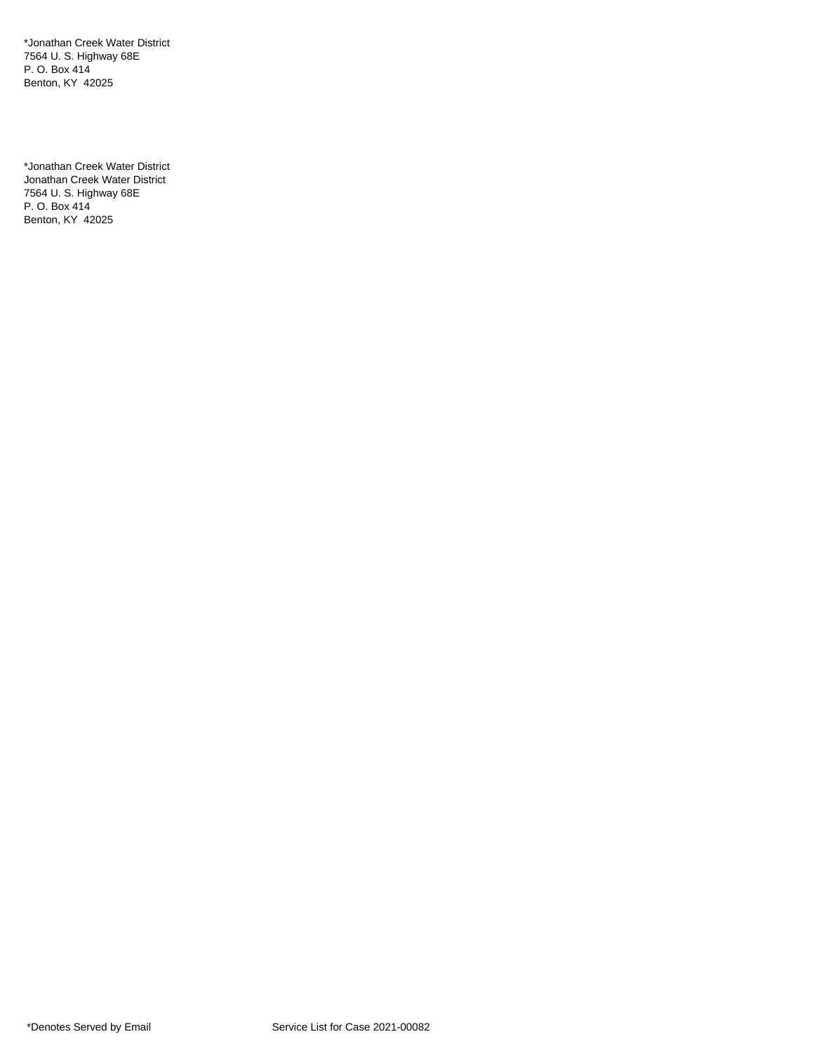*Jonathan Creek Water District
7564 U. S. Highway 68E
P. O. Box 414
Benton, KY 42025

*Jonathan Creek Water District
Jonathan Creek Water District
7564 U. S. Highway 68E
P. O. Box 414
Benton, KY 42025

*Denotes Served by Email

Service List for Case 2021-00082